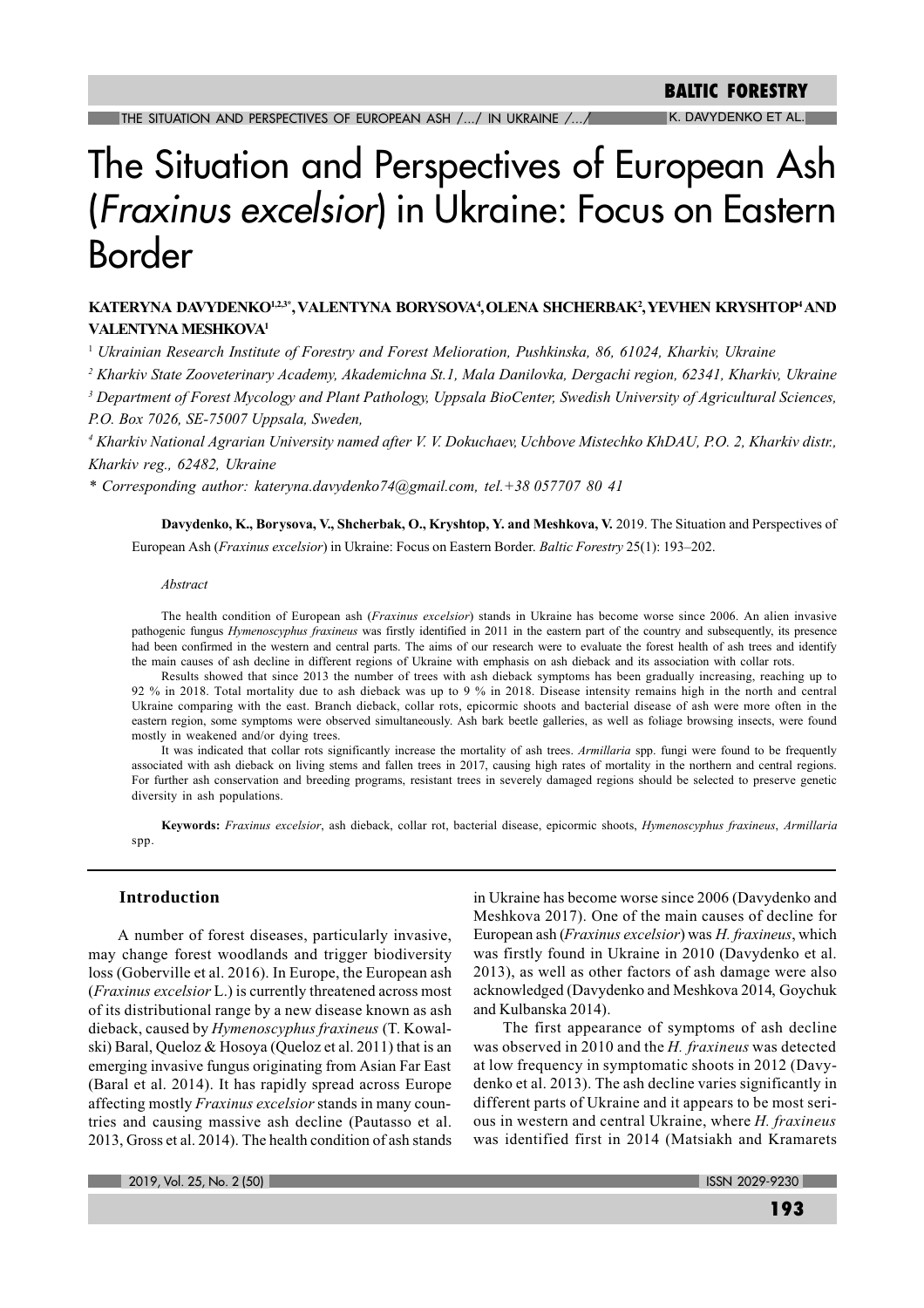# The Situation and Perspectives of European Ash (*Fraxinus excelsior*) in Ukraine: Focus on Eastern Border

**KATERYNA DAVYDENKO[1,2,3*], VALENTYNA BORYSOVA[4], OLENA SHCHERBAK[2], YEVHEN KRYSHTOP[4] AND VALENTYNA MESHKOVA[1]**

[1] *Ukrainian Research Institute of Forestry and Forest Melioration, Pushkinska, 86, 61024, Kharkiv, Ukraine*

[2] *Kharkiv State Zooveterinary Academy, Akademichna St.1, Mala Danilovka, Dergachi region, 62341, Kharkiv, Ukraine*

[3] *Department of Forest Mycology and Plant Pathology, Uppsala BioCenter, Swedish University of Agricultural Sciences, P.O. Box 7026, SE-75007 Uppsala, Sweden,*

[4] *Kharkiv National Agrarian University named after V. V. Dokuchaev, Uchbove Mistechko KhDAU, P.O. 2, Kharkiv distr., Kharkiv reg., 62482, Ukraine*

*\* Corresponding author: kateryna.davydenko74@gmail.com, tel.+38 057707 80 41*

**Davydenko, K., Borysova, V., Shcherbak, O., Kryshtop, Y. and Meshkova, V.** 2019. The Situation and Perspectives of European Ash (*Fraxinus excelsior*) in Ukraine: Focus on Eastern Border. *Baltic Forestry* 25(1): 193–202.

*Abstract*

The health condition of European ash (*Fraxinus excelsior*) stands in Ukraine has become worse since 2006. An alien invasive pathogenic fungus *Hymenoscyphus fraxineus* was firstly identified in 2011 in the eastern part of the country and subsequently, its presence had been confirmed in the western and central parts. The aims of our research were to evaluate the forest health of ash trees and identify the main causes of ash decline in different regions of Ukraine with emphasis on ash dieback and its association with collar rots.

Results showed that since 2013 the number of trees with ash dieback symptoms has been gradually increasing, reaching up to 92 % in 2018. Total mortality due to ash dieback was up to 9 % in 2018. Disease intensity remains high in the north and central Ukraine comparing with the east. Branch dieback, collar rots, epicormic shoots and bacterial disease of ash were more often in the eastern region, some symptoms were observed simultaneously. Ash bark beetle galleries, as well as foliage browsing insects, were found mostly in weakened and/or dying trees.

It was indicated that collar rots significantly increase the mortality of ash trees. *Armillaria* spp. fungi were found to be frequently associated with ash dieback on living stems and fallen trees in 2017, causing high rates of mortality in the northern and central regions. For further ash conservation and breeding programs, resistant trees in severely damaged regions should be selected to preserve genetic diversity in ash populations.

**Keywords:** *Fraxinus excelsior*, ash dieback, collar rot, bacterial disease, epicormic shoots, *Hymenoscyphus fraxineus*, *Armillaria* spp.

## Introduction

A number of forest diseases, particularly invasive, may change forest woodlands and trigger biodiversity loss (Goberville et al. 2016). In Europe, the European ash (*Fraxinus excelsior* L.) is currently threatened across most of its distributional range by a new disease known as ash dieback, caused by *Hymenoscyphus fraxineus* (T. Kowalski) Baral, Queloz & Hosoya (Queloz et al. 2011) that is an emerging invasive fungus originating from Asian Far East (Baral et al. 2014). It has rapidly spread across Europe affecting mostly *Fraxinus excelsior* stands in many countries and causing massive ash decline (Pautasso et al. 2013, Gross et al. 2014). The health condition of ash stands in Ukraine has become worse since 2006 (Davydenko and Meshkova 2017). One of the main causes of decline for European ash (*Fraxinus excelsior*) was *H. fraxineus*, which was firstly found in Ukraine in 2010 (Davydenko et al. 2013), as well as other factors of ash damage were also acknowledged (Davydenko and Meshkova 2014, Goychuk and Kulbanska 2014).

The first appearance of symptoms of ash decline was observed in 2010 and the *H. fraxineus* was detected at low frequency in symptomatic shoots in 2012 (Davydenko et al. 2013). The ash decline varies significantly in different parts of Ukraine and it appears to be most serious in western and central Ukraine, where *H. fraxineus* was identified first in 2014 (Matsiakh and Kramarets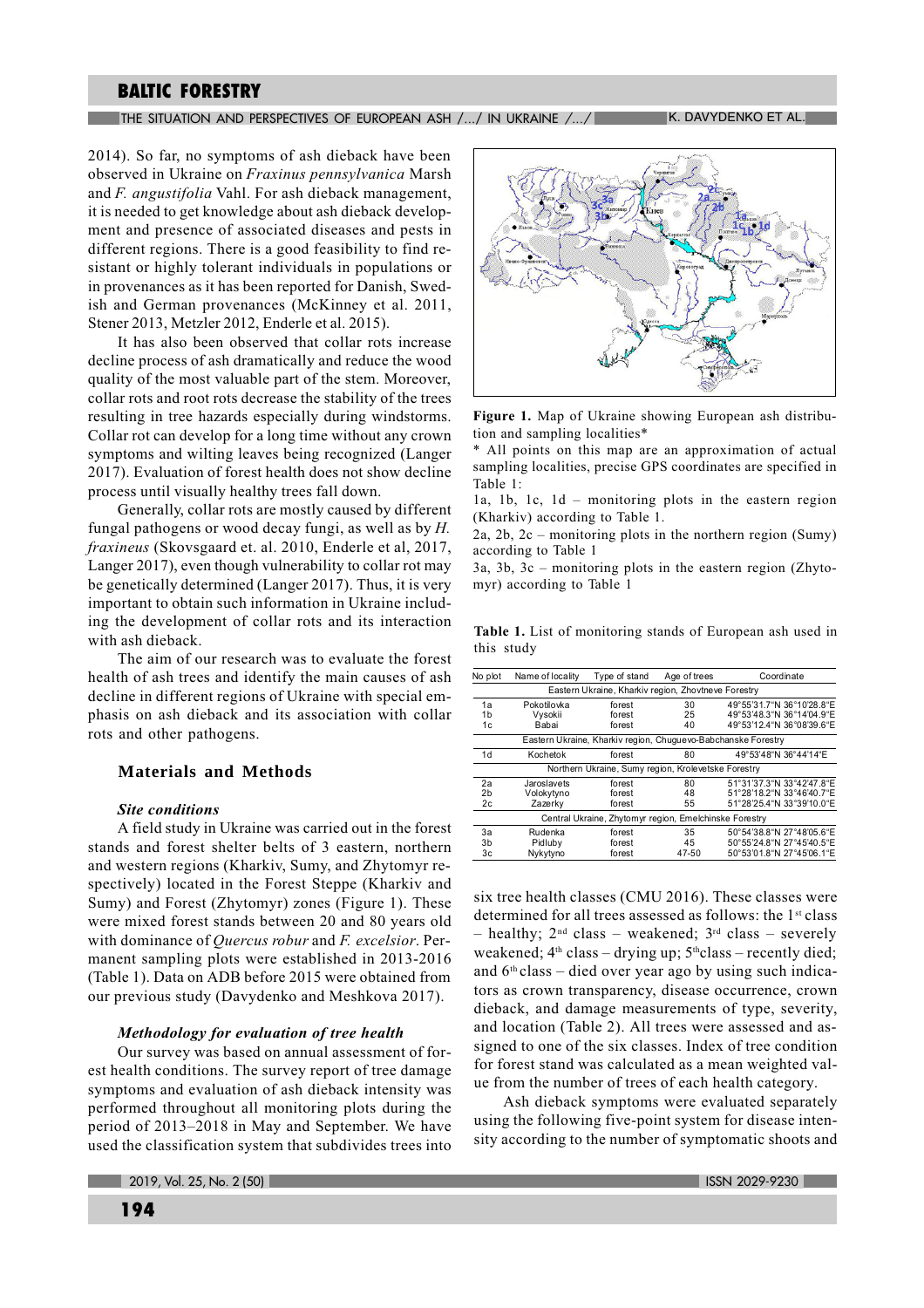2014). So far, no symptoms of ash dieback have been observed in Ukraine on *Fraxinus pennsylvanica* Marsh and *F. angustifolia* Vahl. For ash dieback management, it is needed to get knowledge about ash dieback development and presence of associated diseases and pests in different regions. There is a good feasibility to find resistant or highly tolerant individuals in populations or in provenances as it has been reported for Danish, Swedish and German provenances (McKinney et al. 2011, Stener 2013, Metzler 2012, Enderle et al. 2015).

It has also been observed that collar rots increase decline process of ash dramatically and reduce the wood quality of the most valuable part of the stem. Moreover, collar rots and root rots decrease the stability of the trees resulting in tree hazards especially during windstorms. Collar rot can develop for a long time without any crown symptoms and wilting leaves being recognized (Langer 2017). Evaluation of forest health does not show decline process until visually healthy trees fall down.

Generally, collar rots are mostly caused by different fungal pathogens or wood decay fungi, as well as by *H. fraxineus* (Skovsgaard et. al. 2010, Enderle et al, 2017, Langer 2017), even though vulnerability to collar rot may be genetically determined (Langer 2017). Thus, it is very important to obtain such information in Ukraine including the development of collar rots and its interaction with ash dieback.

The aim of our research was to evaluate the forest health of ash trees and identify the main causes of ash decline in different regions of Ukraine with special emphasis on ash dieback and its association with collar rots and other pathogens.

## Materials and Methods

### *Site conditions*

A field study in Ukraine was carried out in the forest stands and forest shelter belts of 3 eastern, northern and western regions (Kharkiv, Sumy, and Zhytomyr respectively) located in the Forest Steppe (Kharkiv and Sumy) and Forest (Zhytomyr) zones (Figure 1). These were mixed forest stands between 20 and 80 years old with dominance of *Quercus robur* and *F. excelsior*. Permanent sampling plots were established in 2013-2016 (Table 1). Data on ADB before 2015 were obtained from our previous study (Davydenko and Meshkova 2017).

### *Methodology for evaluation of tree health*

Our survey was based on annual assessment of forest health conditions. The survey report of tree damage symptoms and evaluation of ash dieback intensity was performed throughout all monitoring plots during the period of 2013–2018 in May and September. We have used the classification system that subdivides trees into six tree health classes (CMU 2016). These classes were determined for all trees assessed as follows: the 1[st] class – healthy; 2[nd] class – weakened; 3[rd] class – severely weakened; 4[th] class – drying up; 5[th] class – recently died; and 6[th] class – died over year ago by using such indicators as crown transparency, disease occurrence, crown dieback, and damage measurements of type, severity, and location (Table 2). All trees were assessed and assigned to one of the six classes. Index of tree condition for forest stand was calculated as a mean weighted value from the number of trees of each health category.

Ash dieback symptoms were evaluated separately using the following five-point system for disease intensity according to the number of symptomatic shoots and

**Figure 1.** Map of Ukraine showing European ash distribution and sampling localities*

\* All points on this map are an approximation of actual sampling localities, precise GPS coordinates are specified in Table 1:

1a, 1b, 1c, 1d – monitoring plots in the eastern region (Kharkiv) according to Table 1.

2a, 2b, 2c – monitoring plots in the northern region (Sumy) according to Table 1

3a, 3b, 3c – monitoring plots in the eastern region (Zhytomyr) according to Table 1

**Table 1.** List of monitoring stands of European ash used in this study

| No plot | Name of locality | Type of stand | Age of trees | Coordinate |
|---|---|---|---|---|
| Eastern Ukraine, Kharkiv region, Zhovtneve Forestry | | | | |
| 1a | Pokotilovka | forest | 30 | 49°55'31.7"N 36°10'28.8"E |
| 1b | Vysokii | forest | 25 | 49°53'48.3"N 36°14'04.9"E |
| 1c | Babai | forest | 40 | 49°53'12.4"N 36°08'39.6"E |
| Eastern Ukraine, Kharkiv region, Chuguevo-Babchanske Forestry | | | | |
| 1d | Kochetok | forest | 80 | 49°53'48"N 36°44'14"E |
| Northern Ukraine, Sumy region, Krolevetske Forestry | | | | |
| 2a | Jaroslavets | forest | 80 | 51°31'37.3"N 33°42'47.8"E |
| 2b | Volokytyno | forest | 48 | 51°28'18.2"N 33°46'40.7"E |
| 2c | Zazerky | forest | 55 | 51°28'25.4"N 33°39'10.0"E |
| Central Ukraine, Zhytomyr region, Emelchinske Forestry | | | | |
| 3a | Rudenka | forest | 35 | 50°54'38.8"N 27°48'05.6"E |
| 3b | Pidluby | forest | 45 | 50°55'24.8"N 27°45'40.5"E |
| 3c | Nykytyno | forest | 47-50 | 50°53'01.8"N 27°45'06.1"E |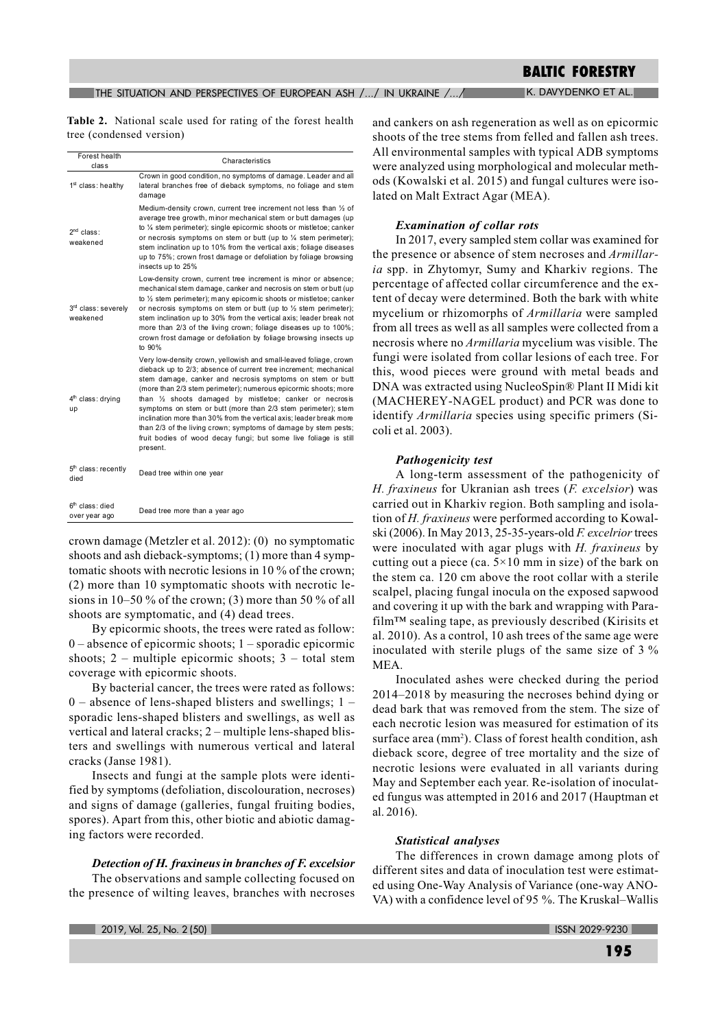**Table 2.** National scale used for rating of the forest health tree (condensed version)

| Forest health class | Characteristics |
|---|---|
| 1st class: healthy | Crown in good condition, no symptoms of damage. Leader and all lateral branches free of dieback symptoms, no foliage and stem damage |
| 2nd class: weakened | Medium-density crown, current tree increment not less than ½ of average tree growth, minor mechanical stem or butt damages (up to ¼ stem perimeter); single epicormic shoots or mistletoe; canker or necrosis symptoms on stem or butt (up to ¼ stem perimeter); stem inclination up to 10% from the vertical axis; foliage diseases up to 75%; crown frost damage or defoliation by foliage browsing insects up to 25% |
| 3rd class: severely weakened | Low-density crown, current tree increment is minor or absence; mechanical stem damage, canker and necrosis on stem or butt (up to ½ stem perimeter); many epicormic shoots or mistletoe; canker or necrosis symptoms on stem or butt (up to ½ stem perimeter); stem inclination up to 30% from the vertical axis; leader break not more than 2/3 of the living crown; foliage diseases up to 100%; crown frost damage or defoliation by foliage browsing insects up to 90% |
| 4th class: drying up | Very low-density crown, yellowish and small-leaved foliage, crown dieback up to 2/3; absence of current tree increment; mechanical stem damage, canker and necrosis symptoms on stem or butt (more than 2/3 stem perimeter); numerous epicormic shoots; more than ½ shoots damaged by mistletoe; canker or necrosis symptoms on stem or butt (more than 2/3 stem perimeter); stem inclination more than 30% from the vertical axis; leader break more than 2/3 of the living crown; symptoms of damage by stem pests; fruit bodies of wood decay fungi; but some live foliage is still present. |
| 5th class: recently died | Dead tree within one year |
| 6th class: died over year ago | Dead tree more than a year ago |

crown damage (Metzler et al. 2012): (0) no symptomatic shoots and ash dieback-symptoms; (1) more than 4 symptomatic shoots with necrotic lesions in 10 % of the crown; (2) more than 10 symptomatic shoots with necrotic lesions in 10–50 % of the crown; (3) more than 50 % of all shoots are symptomatic, and (4) dead trees.

By epicormic shoots, the trees were rated as follow: 0 – absence of epicormic shoots; 1 – sporadic epicormic shoots; 2 – multiple epicormic shoots; 3 – total stem coverage with epicormic shoots.

By bacterial cancer, the trees were rated as follows: 0 – absence of lens-shaped blisters and swellings; 1 – sporadic lens-shaped blisters and swellings, as well as vertical and lateral cracks; 2 – multiple lens-shaped blisters and swellings with numerous vertical and lateral cracks (Janse 1981).

Insects and fungi at the sample plots were identified by symptoms (defoliation, discolouration, necroses) and signs of damage (galleries, fungal fruiting bodies, spores). Apart from this, other biotic and abiotic damaging factors were recorded.

### *Detection of H. fraxineus in branches of F. excelsior*

The observations and sample collecting focused on the presence of wilting leaves, branches with necroses and cankers on ash regeneration as well as on epicormic shoots of the tree stems from felled and fallen ash trees. All environmental samples with typical ADB symptoms were analyzed using morphological and molecular methods (Kowalski et al. 2015) and fungal cultures were isolated on Malt Extract Agar (MEA).

### *Examination of collar rots*

In 2017, every sampled stem collar was examined for the presence or absence of stem necroses and *Armillaria* spp. in Zhytomyr, Sumy and Kharkiv regions. The percentage of affected collar circumference and the extent of decay were determined. Both the bark with white mycelium or rhizomorphs of *Armillaria* were sampled from all trees as well as all samples were collected from a necrosis where no *Armillaria* mycelium was visible. The fungi were isolated from collar lesions of each tree. For this, wood pieces were ground with metal beads and DNA was extracted using NucleoSpin® Plant II Midi kit (MACHEREY-NAGEL product) and PCR was done to identify *Armillaria* species using specific primers (Sicoli et al. 2003).

### *Pathogenicity test*

A long-term assessment of the pathogenicity of *H. fraxineus* for Ukranian ash trees (*F. excelsior*) was carried out in Kharkiv region. Both sampling and isolation of *H. fraxineus* were performed according to Kowalski (2006). In May 2013, 25-35-years-old *F. excelrior* trees were inoculated with agar plugs with *H. fraxineus* by cutting out a piece (ca. 5×10 mm in size) of the bark on the stem ca. 120 cm above the root collar with a sterile scalpel, placing fungal inocula on the exposed sapwood and covering it up with the bark and wrapping with Parafilm™ sealing tape, as previously described (Kirisits et al. 2010). As a control, 10 ash trees of the same age were inoculated with sterile plugs of the same size of 3 % MEA.

Inoculated ashes were checked during the period 2014–2018 by measuring the necroses behind dying or dead bark that was removed from the stem. The size of each necrotic lesion was measured for estimation of its surface area (mm$^2$). Class of forest health condition, ash dieback score, degree of tree mortality and the size of necrotic lesions were evaluated in all variants during May and September each year. Re-isolation of inoculated fungus was attempted in 2016 and 2017 (Hauptman et al. 2016).

### *Statistical analyses*

The differences in crown damage among plots of different sites and data of inoculation test were estimated using One-Way Analysis of Variance (one-way ANOVA) with a confidence level of 95 %. The Kruskal–Wallis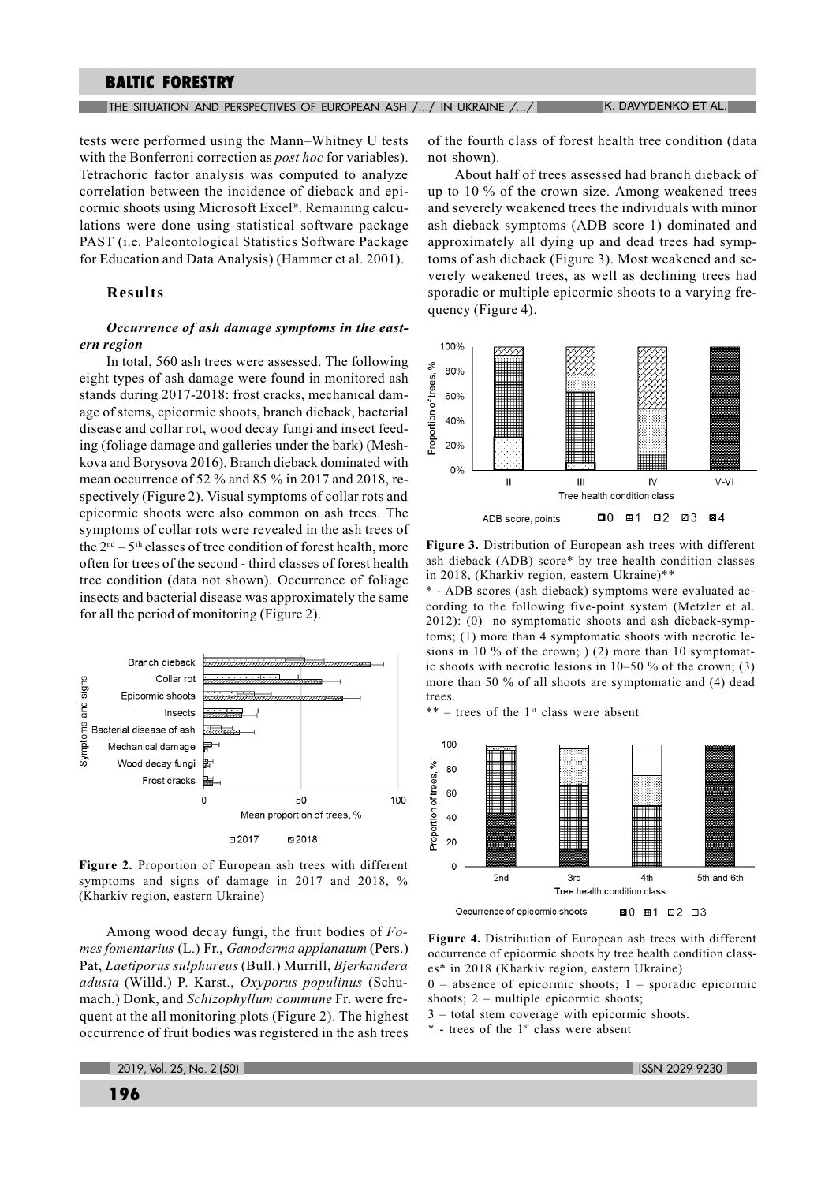tests were performed using the Mann–Whitney U tests with the Bonferroni correction as *post hoc* for variables). Tetrachoric factor analysis was computed to analyze correlation between the incidence of dieback and epicormic shoots using Microsoft Excel®. Remaining calculations were done using statistical software package PAST (i.e. Paleontological Statistics Software Package for Education and Data Analysis) (Hammer et al. 2001).

## Results

### *Occurrence of ash damage symptoms in the eastern region*

In total, 560 ash trees were assessed. The following eight types of ash damage were found in monitored ash stands during 2017-2018: frost cracks, mechanical damage of stems, epicormic shoots, branch dieback, bacterial disease and collar rot, wood decay fungi and insect feeding (foliage damage and galleries under the bark) (Meshkova and Borysova 2016). Branch dieback dominated with mean occurrence of 52 % and 85 % in 2017 and 2018, respectively (Figure 2). Visual symptoms of collar rots and epicormic shoots were also common on ash trees. The symptoms of collar rots were revealed in the ash trees of the 2nd – 5th classes of tree condition of forest health, more often for trees of the second - third classes of forest health tree condition (data not shown). Occurrence of foliage insects and bacterial disease was approximately the same for all the period of monitoring (Figure 2).

**Figure 2.** Proportion of European ash trees with different symptoms and signs of damage in 2017 and 2018, % (Kharkiv region, eastern Ukraine)

Among wood decay fungi, the fruit bodies of *Fomes fomentarius* (L.) Fr., *Ganoderma applanatum* (Pers.) Pat, *Laetiporus sulphureus* (Bull.) Murrill, *Bjerkandera adusta* (Willd.) P. Karst., *Oxyporus populinus* (Schumach.) Donk, and *Schizophyllum commune* Fr. were frequent at the all monitoring plots (Figure 2). The highest occurrence of fruit bodies was registered in the ash trees of the fourth class of forest health tree condition (data not shown).

About half of trees assessed had branch dieback of up to 10 % of the crown size. Among weakened trees and severely weakened trees the individuals with minor ash dieback symptoms (ADB score 1) dominated and approximately all dying up and dead trees had symptoms of ash dieback (Figure 3). Most weakened and severely weakened trees, as well as declining trees had sporadic or multiple epicormic shoots to a varying frequency (Figure 4).

**Figure 3.** Distribution of European ash trees with different ash dieback (ADB) score* by tree health condition classes in 2018, (Kharkiv region, eastern Ukraine)**

\* - ADB scores (ash dieback) symptoms were evaluated according to the following five-point system (Metzler et al. 2012): (0) no symptomatic shoots and ash dieback-symptoms; (1) more than 4 symptomatic shoots with necrotic lesions in 10 % of the crown; ) (2) more than 10 symptomatic shoots with necrotic lesions in 10–50 % of the crown; (3) more than 50 % of all shoots are symptomatic and (4) dead trees.

\*\* – trees of the 1st class were absent

**Figure 4.** Distribution of European ash trees with different occurrence of epicormic shoots by tree health condition classes* in 2018 (Kharkiv region, eastern Ukraine)

0 – absence of epicormic shoots; 1 – sporadic epicormic shoots; 2 – multiple epicormic shoots;

3 – total stem coverage with epicormic shoots.

\* - trees of the 1st class were absent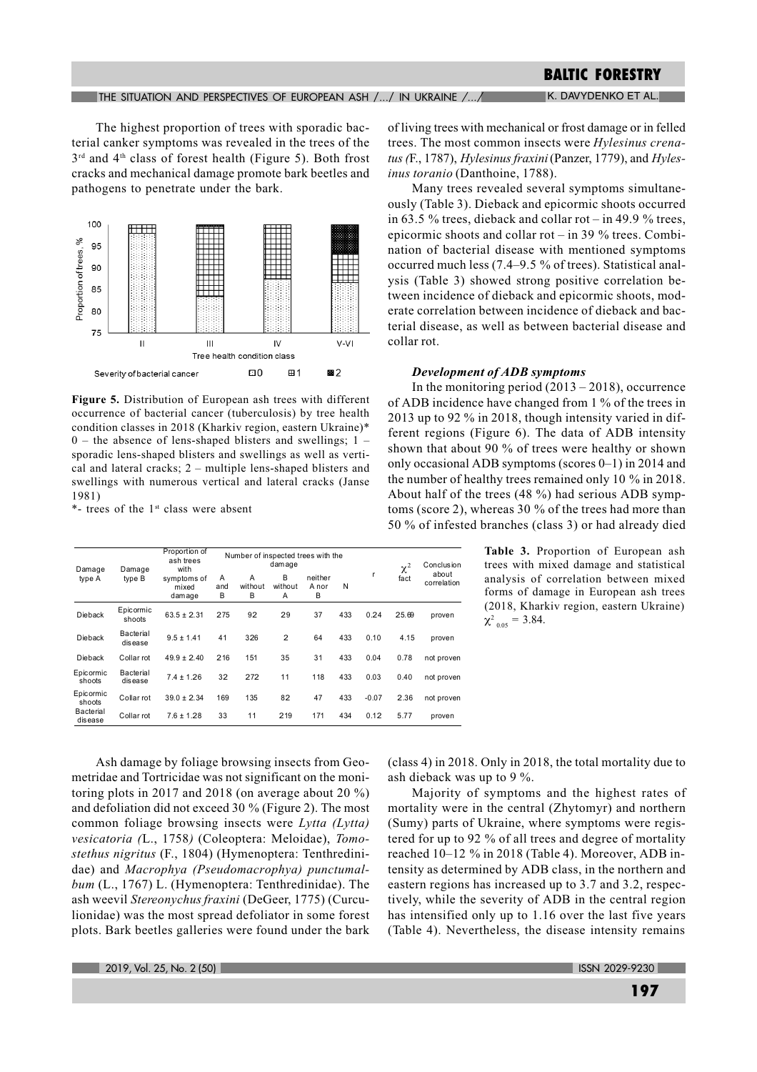The highest proportion of trees with sporadic bacterial canker symptoms was revealed in the trees of the 3rd and 4th class of forest health (Figure 5). Both frost cracks and mechanical damage promote bark beetles and pathogens to penetrate under the bark.

**Figure 5.** Distribution of European ash trees with different occurrence of bacterial cancer (tuberculosis) by tree health condition classes in 2018 (Kharkiv region, eastern Ukraine)* 0 – the absence of lens-shaped blisters and swellings; 1 – sporadic lens-shaped blisters and swellings as well as vertical and lateral cracks; 2 – multiple lens-shaped blisters and swellings with numerous vertical and lateral cracks (Janse 1981)

*- trees of the 1st class were absent

**Table 3.** Proportion of European ash trees with mixed damage and statistical analysis of correlation between mixed forms of damage in European ash trees (2018, Kharkiv region, eastern Ukraine) $\chi^2_{0.05}$ = 3.84.

| Damage type A | Damage type B | Proportion of ash trees with symptoms of mixed damage | Number of inspected trees with the damage: A and B | A without B | B without A | neither A nor B | N | r | $\chi^2$ fact | Conclusion about correlation |
|---|---|---|---|---|---|---|---|---|---|---|
| Dieback | Epicormic shoots | 63.5 ± 2.31 | 275 | 92 | 29 | 37 | 433 | 0.24 | 25.69 | proven |
| Dieback | Bacterial disease | 9.5 ± 1.41 | 41 | 326 | 2 | 64 | 433 | 0.10 | 4.15 | proven |
| Dieback | Collar rot | 49.9 ± 2.40 | 216 | 151 | 35 | 31 | 433 | 0.04 | 0.78 | not proven |
| Epicormic shoots | Bacterial disease | 7.4 ± 1.26 | 32 | 272 | 11 | 118 | 433 | 0.03 | 0.40 | not proven |
| Epicormic shoots | Collar rot | 39.0 ± 2.34 | 169 | 135 | 82 | 47 | 433 | -0.07 | 2.36 | not proven |
| Bacterial disease | Collar rot | 7.6 ± 1.28 | 33 | 11 | 219 | 171 | 434 | 0.12 | 5.77 | proven |

Ash damage by foliage browsing insects from Geometridae and Tortricidae was not significant on the monitoring plots in 2017 and 2018 (on average about 20 %) and defoliation did not exceed 30 % (Figure 2). The most common foliage browsing insects were *Lytta (Lytta) vesicatoria (*L., 1758*)* (Coleoptera: Meloidae), *Tomostethus nigritus* (F., 1804) (Hymenoptera: Tenthredinidae) and *Macrophya (Pseudomacrophya) punctumalbum* (L., 1767) L. (Hymenoptera: Tenthredinidae). The ash weevil *Stereonychus fraxini* (DeGeer, 1775) (Curculionidae) was the most spread defoliator in some forest plots. Bark beetles galleries were found under the bark of living trees with mechanical or frost damage or in felled trees. The most common insects were *Hylesinus crenatus (*F., 1787), *Hylesinus fraxini* (Panzer, 1779), and *Hylesinus toranio* (Danthoine, 1788).

Many trees revealed several symptoms simultaneously (Table 3). Dieback and epicormic shoots occurred in 63.5 % trees, dieback and collar rot – in 49.9 % trees, epicormic shoots and collar rot – in 39 % trees. Combination of bacterial disease with mentioned symptoms occurred much less (7.4–9.5 % of trees). Statistical analysis (Table 3) showed strong positive correlation between incidence of dieback and epicormic shoots, moderate correlation between incidence of dieback and bacterial disease, as well as between bacterial disease and collar rot.

### *Development of ADB symptoms*

In the monitoring period (2013 – 2018), occurrence of ADB incidence have changed from 1 % of the trees in 2013 up to 92 % in 2018, though intensity varied in different regions (Figure 6). The data of ADB intensity shown that about 90 % of trees were healthy or shown only occasional ADB symptoms (scores 0–1) in 2014 and the number of healthy trees remained only 10 % in 2018. About half of the trees (48 %) had serious ADB symptoms (score 2), whereas 30 % of the trees had more than 50 % of infested branches (class 3) or had already died (class 4) in 2018. Only in 2018, the total mortality due to ash dieback was up to 9 %.

Majority of symptoms and the highest rates of mortality were in the central (Zhytomyr) and northern (Sumy) parts of Ukraine, where symptoms were registered for up to 92 % of all trees and degree of mortality reached 10–12 % in 2018 (Table 4). Moreover, ADB intensity as determined by ADB class, in the northern and eastern regions has increased up to 3.7 and 3.2, respectively, while the severity of ADB in the central region has intensified only up to 1.16 over the last five years (Table 4). Nevertheless, the disease intensity remains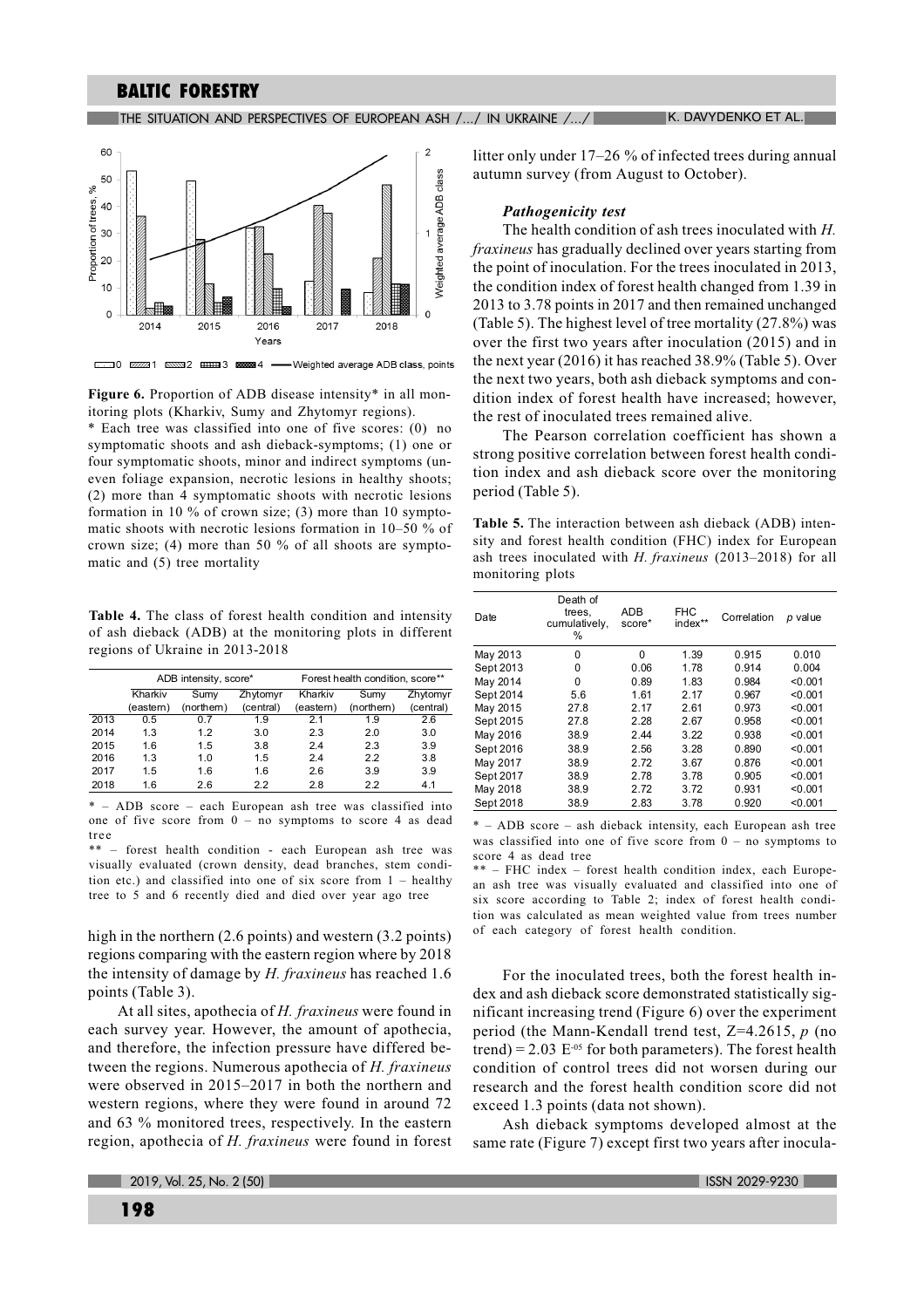**Figure 6.** Proportion of ADB disease intensity* in all monitoring plots (Kharkiv, Sumy and Zhytomyr regions).

\* Each tree was classified into one of five scores: (0) no symptomatic shoots and ash dieback-symptoms; (1) one or four symptomatic shoots, minor and indirect symptoms (uneven foliage expansion, necrotic lesions in healthy shoots; (2) more than 4 symptomatic shoots with necrotic lesions formation in 10 % of crown size; (3) more than 10 symptomatic shoots with necrotic lesions formation in 10–50 % of crown size; (4) more than 50 % of all shoots are symptomatic and (5) tree mortality

**Table 4.** The class of forest health condition and intensity of ash dieback (ADB) at the monitoring plots in different regions of Ukraine in 2013-2018

| | ADB intensity, score* | | | Forest health condition, score** | | |
|---|---|---|---|---|---|---|
| | Kharkiv (eastern) | Sumy (northern) | Zhytomyr (central) | Kharkiv (eastern) | Sumy (northern) | Zhytomyr (central) |
| 2013 | 0.5 | 0.7 | 1.9 | 2.1 | 1.9 | 2.6 |
| 2014 | 1.3 | 1.2 | 3.0 | 2.3 | 2.0 | 3.0 |
| 2015 | 1.6 | 1.5 | 3.8 | 2.4 | 2.3 | 3.9 |
| 2016 | 1.3 | 1.0 | 1.5 | 2.4 | 2.2 | 3.8 |
| 2017 | 1.5 | 1.6 | 1.6 | 2.6 | 3.9 | 3.9 |
| 2018 | 1.6 | 2.6 | 2.2 | 2.8 | 2.2 | 4.1 |

\* – ADB score – each European ash tree was classified into one of five score from 0 – no symptoms to score 4 as dead tree

\*\* – forest health condition - each European ash tree was visually evaluated (crown density, dead branches, stem condition etc.) and classified into one of six score from 1 – healthy tree to 5 and 6 recently died and died over year ago tree

high in the northern (2.6 points) and western (3.2 points) regions comparing with the eastern region where by 2018 the intensity of damage by *H. fraxineus* has reached 1.6 points (Table 3).

At all sites, apothecia of *H. fraxineus* were found in each survey year. However, the amount of apothecia, and therefore, the infection pressure have differed between the regions. Numerous apothecia of *H. fraxineus* were observed in 2015–2017 in both the northern and western regions, where they were found in around 72 and 63 % monitored trees, respectively. In the eastern region, apothecia of *H. fraxineus* were found in forest litter only under 17–26 % of infected trees during annual autumn survey (from August to October).

### *Pathogenicity test*

The health condition of ash trees inoculated with *H. fraxineus* has gradually declined over years starting from the point of inoculation. For the trees inoculated in 2013, the condition index of forest health changed from 1.39 in 2013 to 3.78 points in 2017 and then remained unchanged (Table 5). The highest level of tree mortality (27.8%) was over the first two years after inoculation (2015) and in the next year (2016) it has reached 38.9% (Table 5). Over the next two years, both ash dieback symptoms and condition index of forest health have increased; however, the rest of inoculated trees remained alive.

The Pearson correlation coefficient has shown a strong positive correlation between forest health condition index and ash dieback score over the monitoring period (Table 5).

**Table 5.** The interaction between ash dieback (ADB) intensity and forest health condition (FHC) index for European ash trees inoculated with *H. fraxineus* (2013–2018) for all monitoring plots

| Date | Death of trees, cumulatively, % | ADB score* | FHC index** | Correlation | *p* value |
|---|---|---|---|---|---|
| May 2013 | 0 | 0 | 1.39 | 0.915 | 0.010 |
| Sept 2013 | 0 | 0.06 | 1.78 | 0.914 | 0.004 |
| May 2014 | 0 | 0.89 | 1.83 | 0.984 | <0.001 |
| Sept 2014 | 5.6 | 1.61 | 2.17 | 0.967 | <0.001 |
| May 2015 | 27.8 | 2.17 | 2.61 | 0.973 | <0.001 |
| Sept 2015 | 27.8 | 2.28 | 2.67 | 0.958 | <0.001 |
| May 2016 | 38.9 | 2.44 | 3.22 | 0.938 | <0.001 |
| Sept 2016 | 38.9 | 2.56 | 3.28 | 0.890 | <0.001 |
| May 2017 | 38.9 | 2.72 | 3.67 | 0.876 | <0.001 |
| Sept 2017 | 38.9 | 2.78 | 3.78 | 0.905 | <0.001 |
| May 2018 | 38.9 | 2.72 | 3.72 | 0.931 | <0.001 |
| Sept 2018 | 38.9 | 2.83 | 3.78 | 0.920 | <0.001 |

\* – ADB score – ash dieback intensity, each European ash tree was classified into one of five score from 0 – no symptoms to score 4 as dead tree

\*\* – FHC index – forest health condition index, each European ash tree was visually evaluated and classified into one of six score according to Table 2; index of forest health condition was calculated as mean weighted value from trees number of each category of forest health condition.

For the inoculated trees, both the forest health index and ash dieback score demonstrated statistically significant increasing trend (Figure 6) over the experiment period (the Mann-Kendall trend test, Z=4.2615, *p* (no trend) = 2.03 $E^{-05}$ for both parameters). The forest health condition of control trees did not worsen during our research and the forest health condition score did not exceed 1.3 points (data not shown).

Ash dieback symptoms developed almost at the same rate (Figure 7) except first two years after inocula-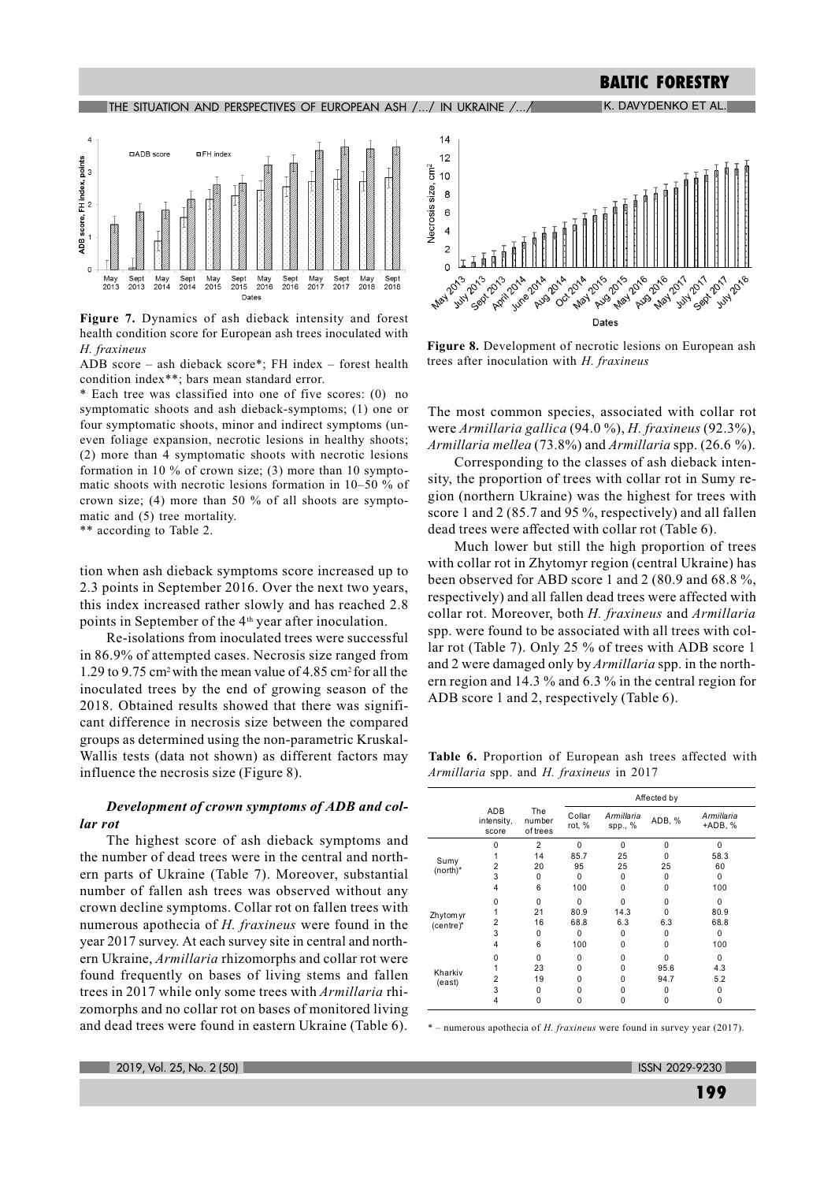**Figure 7.** Dynamics of ash dieback intensity and forest health condition score for European ash trees inoculated with *H. fraxineus*

ADB score – ash dieback score*; FH index – forest health condition index**; bars mean standard error.

\* Each tree was classified into one of five scores: (0) no symptomatic shoots and ash dieback-symptoms; (1) one or four symptomatic shoots, minor and indirect symptoms (uneven foliage expansion, necrotic lesions in healthy shoots; (2) more than 4 symptomatic shoots with necrotic lesions formation in 10 % of crown size; (3) more than 10 symptomatic shoots with necrotic lesions formation in 10–50 % of crown size; (4) more than 50 % of all shoots are symptomatic and (5) tree mortality.

\*\* according to Table 2.

**Figure 8.** Development of necrotic lesions on European ash trees after inoculation with *H. fraxineus*

tion when ash dieback symptoms score increased up to 2.3 points in September 2016. Over the next two years, this index increased rather slowly and has reached 2.8 points in September of the 4th year after inoculation.

Re-isolations from inoculated trees were successful in 86.9% of attempted cases. Necrosis size ranged from 1.29 to 9.75 cm$^2$ with the mean value of 4.85 cm$^2$ for all the inoculated trees by the end of growing season of the 2018. Obtained results showed that there was significant difference in necrosis size between the compared groups as determined using the non-parametric Kruskal-Wallis tests (data not shown) as different factors may influence the necrosis size (Figure 8).

### *Development of crown symptoms of ADB and collar rot*

The highest score of ash dieback symptoms and the number of dead trees were in the central and northern parts of Ukraine (Table 7). Moreover, substantial number of fallen ash trees was observed without any crown decline symptoms. Collar rot on fallen trees with numerous apothecia of *H. fraxineus* were found in the year 2017 survey. At each survey site in central and northern Ukraine, *Armillaria* rhizomorphs and collar rot were found frequently on bases of living stems and fallen trees in 2017 while only some trees with *Armillaria* rhizomorphs and no collar rot on bases of monitored living and dead trees were found in eastern Ukraine (Table 6).

The most common species, associated with collar rot were *Armillaria gallica* (94.0 %), *H. fraxineus* (92.3%), *Armillaria mellea* (73.8%) and *Armillaria* spp. (26.6 %).

Corresponding to the classes of ash dieback intensity, the proportion of trees with collar rot in Sumy region (northern Ukraine) was the highest for trees with score 1 and 2 (85.7 and 95 %, respectively) and all fallen dead trees were affected with collar rot (Table 6).

Much lower but still the high proportion of trees with collar rot in Zhytomyr region (central Ukraine) has been observed for ABD score 1 and 2 (80.9 and 68.8 %, respectively) and all fallen dead trees were affected with collar rot. Moreover, both *H. fraxineus* and *Armillaria* spp. were found to be associated with all trees with collar rot (Table 7). Only 25 % of trees with ADB score 1 and 2 were damaged only by *Armillaria* spp. in the northern region and 14.3 % and 6.3 % in the central region for ADB score 1 and 2, respectively (Table 6).

**Table 6.** Proportion of European ash trees affected with *Armillaria* spp. and *H. fraxineus* in 2017

| | ADB intensity, score | The number of trees | Affected by | | | |
|---|---|---|---|---|---|---|
| | | | Collar rot, % | *Armillaria* spp., % | ADB, % | *Armillaria* +ADB, % |
| Sumy (north)* | 0 | 2 | 0 | 0 | 0 | 0 |
| | 1 | 14 | 85.7 | 25 | 0 | 58.3 |
| | 2 | 20 | 95 | 25 | 25 | 60 |
| | 3 | 0 | 0 | 0 | 0 | 0 |
| | 4 | 6 | 100 | 0 | 0 | 100 |
| Zhytomyr (centre)* | 0 | 0 | 0 | 0 | 0 | 0 |
| | 1 | 21 | 80.9 | 14.3 | 0 | 80.9 |
| | 2 | 16 | 68.8 | 6.3 | 6.3 | 68.8 |
| | 3 | 0 | 0 | 0 | 0 | 0 |
| | 4 | 6 | 100 | 0 | 0 | 100 |
| Kharkiv (east) | 0 | 0 | 0 | 0 | 0 | 0 |
| | 1 | 23 | 0 | 0 | 95.6 | 4.3 |
| | 2 | 19 | 0 | 0 | 94.7 | 5.2 |
| | 3 | 0 | 0 | 0 | 0 | 0 |
| | 4 | 0 | 0 | 0 | 0 | 0 |

\* – numerous apothecia of *H. fraxineus* were found in survey year (2017).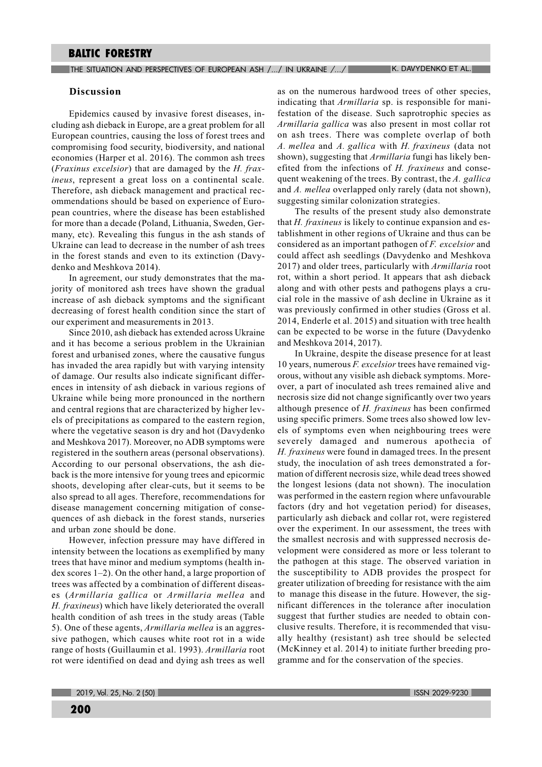## Discussion

Epidemics caused by invasive forest diseases, including ash dieback in Europe, are a great problem for all European countries, causing the loss of forest trees and compromising food security, biodiversity, and national economies (Harper et al. 2016). The common ash trees (*Fraxinus excelsior*) that are damaged by the *H. fraxineus*, represent a great loss on a continental scale. Therefore, ash dieback management and practical recommendations should be based on experience of European countries, where the disease has been established for more than a decade (Poland, Lithuania, Sweden, Germany, etc). Revealing this fungus in the ash stands of Ukraine can lead to decrease in the number of ash trees in the forest stands and even to its extinction (Davydenko and Meshkova 2014).

In agreement, our study demonstrates that the majority of monitored ash trees have shown the gradual increase of ash dieback symptoms and the significant decreasing of forest health condition since the start of our experiment and measurements in 2013.

Since 2010, ash dieback has extended across Ukraine and it has become a serious problem in the Ukrainian forest and urbanised zones, where the causative fungus has invaded the area rapidly but with varying intensity of damage. Our results also indicate significant differences in intensity of ash dieback in various regions of Ukraine while being more pronounced in the northern and central regions that are characterized by higher levels of precipitations as compared to the eastern region, where the vegetative season is dry and hot (Davydenko and Meshkova 2017). Moreover, no ADB symptoms were registered in the southern areas (personal observations). According to our personal observations, the ash dieback is the more intensive for young trees and epicormic shoots, developing after clear-cuts, but it seems to be also spread to all ages. Therefore, recommendations for disease management concerning mitigation of consequences of ash dieback in the forest stands, nurseries and urban zone should be done.

However, infection pressure may have differed in intensity between the locations as exemplified by many trees that have minor and medium symptoms (health index scores 1–2). On the other hand, a large proportion of trees was affected by a combination of different diseases (*Armillaria gallica* or *Armillaria mellea* and *H. fraxineus*) which have likely deteriorated the overall health condition of ash trees in the study areas (Table 5). One of these agents, *Armillaria mellea* is an aggressive pathogen, which causes white root rot in a wide range of hosts (Guillaumin et al. 1993). *Armillaria* root rot were identified on dead and dying ash trees as well as on the numerous hardwood trees of other species, indicating that *Armillaria* sp. is responsible for manifestation of the disease. Such saprotrophic species as *Armillaria gallica* was also present in most collar rot on ash trees. There was complete overlap of both *A. mellea* and *A. gallica* with *H. fraxineus* (data not shown), suggesting that *Armillaria* fungi has likely benefited from the infections of *H. fraxineus* and consequent weakening of the trees. By contrast, the *A. gallica* and *A. mellea* overlapped only rarely (data not shown), suggesting similar colonization strategies.

The results of the present study also demonstrate that *H. fraxineus* is likely to continue expansion and establishment in other regions of Ukraine and thus can be considered as an important pathogen of *F. excelsior* and could affect ash seedlings (Davydenko and Meshkova 2017) and older trees, particularly with *Armillaria* root rot, within a short period. It appears that ash dieback along and with other pests and pathogens plays a crucial role in the massive of ash decline in Ukraine as it was previously confirmed in other studies (Gross et al. 2014, Enderle et al. 2015) and situation with tree health can be expected to be worse in the future (Davydenko and Meshkova 2014, 2017).

In Ukraine, despite the disease presence for at least 10 years, numerous *F. excelsior* trees have remained vigorous, without any visible ash dieback symptoms. Moreover, a part of inoculated ash trees remained alive and necrosis size did not change significantly over two years although presence of *H. fraxineus* has been confirmed using specific primers. Some trees also showed low levels of symptoms even when neighbouring trees were severely damaged and numerous apothecia of *H. fraxineus* were found in damaged trees. In the present study, the inoculation of ash trees demonstrated a formation of different necrosis size, while dead trees showed the longest lesions (data not shown). The inoculation was performed in the eastern region where unfavourable factors (dry and hot vegetation period) for diseases, particularly ash dieback and collar rot, were registered over the experiment. In our assessment, the trees with the smallest necrosis and with suppressed necrosis development were considered as more or less tolerant to the pathogen at this stage. The observed variation in the susceptibility to ADB provides the prospect for greater utilization of breeding for resistance with the aim to manage this disease in the future. However, the significant differences in the tolerance after inoculation suggest that further studies are needed to obtain conclusive results. Therefore, it is recommended that visually healthy (resistant) ash tree should be selected (McKinney et al. 2014) to initiate further breeding programme and for the conservation of the species.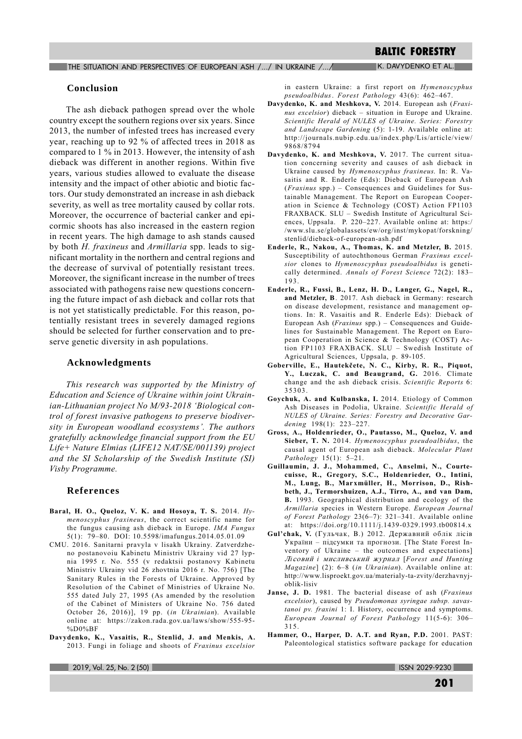## Conclusion

The ash dieback pathogen spread over the whole country except the southern regions over six years. Since 2013, the number of infested trees has increased every year, reaching up to 92 % of affected trees in 2018 as compared to 1 % in 2013. However, the intensity of ash dieback was different in another regions. Within five years, various studies allowed to evaluate the disease intensity and the impact of other abiotic and biotic factors. Our study demonstrated an increase in ash dieback severity, as well as tree mortality caused by collar rots. Moreover, the occurrence of bacterial canker and epicormic shoots has also increased in the eastern region in recent years. The high damage to ash stands caused by both *H. fraxineus* and *Armillaria* spp. leads to significant mortality in the northern and central regions and the decrease of survival of potentially resistant trees. Moreover, the significant increase in the number of trees associated with pathogens raise new questions concerning the future impact of ash dieback and collar rots that is not yet statistically predictable. For this reason, potentially resistant trees in severely damaged regions should be selected for further conservation and to preserve genetic diversity in ash populations.

## Acknowledgments

*This research was supported by the Ministry of Education and Science of Ukraine within joint Ukrainian-Lithuanian project No M/93-2018 'Biological control of forest invasive pathogens to preserve biodiversity in European woodland ecosystems'. The authors gratefully acknowledge financial support from the EU Life+ Nature Elmias (LIFE12 NAT/SE/001139) project and the SI Scholarship of the Swedish Institute (SI) Visby Programme.*

## References

**Baral, H. O., Queloz, V. K. and Hosoya, T. S.** 2014. *Hymenoscyphus fraxineus*, the correct scientific name for the fungus causing ash dieback in Europe. *IMA Fungus* 5(1): 79–80. DOI: 10.5598/imafungus.2014.05.01.09

CMU. 2016. Sanitarni pravyla v lisakh Ukrainy. Zatverdzheno postanovoiu Kabinetu Ministriv Ukrainy vid 27 lypnia 1995 r. No. 555 (v redaktsii postanovy Kabinetu Ministriv Ukrainy vid 26 zhovtnia 2016 r. No. 756) [The Sanitary Rules in the Forests of Ukraine. Approved by Resolution of the Cabinet of Ministries of Ukraine No. 555 dated July 27, 1995 (As amended by the resolution of the Cabinet of Ministers of Ukraine No. 756 dated October 26, 2016)], 19 pp. (*in Ukrainian*). Available online at: https://zakon.rada.gov.ua/laws/show/555-95-%D0%BF

**Davydenko, K., Vasaitis, R., Stenlid, J. and Menkis, A.** 2013. Fungi in foliage and shoots of *Fraxinus excelsior* in eastern Ukraine: a first report on *Hymenoscyphus pseudoalbidus*. *Forest Pathology* 43(6): 462–467.

**Davydenko, K. and Meshkova, V.** 2014. European ash (*Fraxinus excelsior*) dieback – situation in Europe and Ukraine. *Scientific Herald of NULES of Ukraine. Series: Forestry and Landscape Gardening* (5): 1-19. Available online at: http://journals.nubip.edu.ua/index.php/Lis/article/view/9868/8794

**Davydenko, K. and Meshkova, V.** 2017. The current situation concerning severity and causes of ash dieback in Ukraine caused by *Hymenoscyphus fraxineus*. In: R. Vasaitis and R. Enderle (Eds): Dieback of European Ash (*Fraxinus* spp.) – Consequences and Guidelines for Sustainable Management. The Report on European Cooperation in Science & Technology (COST) Action FP1103 FRAXBACK. SLU – Swedish Institute of Agricultural Sciences, Uppsala. P. 220–227. Available online at: https://www.slu.se/globalassets/ew/org/inst/mykopat/forskning/stenlid/dieback-of-european-ash.pdf

**Enderle, R., Nakou, A., Thomas, K. and Metzler, B.** 2015. Susceptibility of autochthonous German *Fraxinus excelsior* clones to *Hymenoscyphus pseudoalbidus* is genetically determined. *Annals of Forest Science* 72(2): 183–193.

**Enderle, R., Fussi, B., Lenz, H. D., Langer, G., Nagel, R., and Metzler, B**. 2017. Ash dieback in Germany: research on disease development, resistance and management options. In: R. Vasaitis and R. Enderle Eds): Dieback of European Ash (*Fraxinus* spp.) – Consequences and Guidelines for Sustainable Management. The Report on European Cooperation in Science & Technology (COST) Action FP1103 FRAXBACK. SLU – Swedish Institute of Agricultural Sciences, Uppsala, p. 89-105.

**Goberville, E., Hautekčete, N. C., Kirby, R. R., Piquot, Y., Luczak, C. and Beaugrand, G.** 2016. Climate change and the ash dieback crisis. *Scientific Reports* 6: 35303.

**Goychuk, A. and Kulbanska, I.** 2014. Etiology of Common Ash Diseases in Podolia, Ukraine. *Scientific Herald of NULES of Ukraine. Series: Forestry and Decorative Gardening* 198(1): 223–227.

**Gross, A., Holdenrieder, O., Pautasso, M., Queloz, V. and Sieber, T. N.** 2014. *Hymenoscyphus pseudoalbidus*, the causal agent of European ash dieback. *Molecular Plant Pathology* 15(1): 5–21.

**Guillaumin, J. J., Mohammed, C., Anselmi, N., Courtecuisse, R., Gregory, S.C., Holdenrieder, O., Intini, M., Lung, B., Marxmüller, H., Morrison, D., Rishbeth, J., Termorshuizen, A.J., Tirro, A., and van Dam, B.** 1993. Geographical distribution and ecology of the *Armillaria* species in Western Europe. *European Journal of Forest Pathology* 23(6–7): 321–341. Available online at: https://doi.org/10.1111/j.1439-0329.1993.tb00814.x

**Gul'chak, V.** (Гульчак, В.) 2012. Державний облік лісів України – підсумки та прогнози. [The State Forest Inventory of Ukraine – the outcomes and expectations] *Лісовий і мисливський журнал* [*Forest and Hunting Magazine*] (2): 6–8 (*in Ukrainian*). Available online at: http://www.lisproekt.gov.ua/materialy-ta-zvity/derzhavnyj-oblik-lisiv

**Janse, J. D.** 1981. The bacterial disease of ash (*Fraxinus excelsior*), caused by *Pseudomonas syringae subsp. savastanoi pv. fraxini* 1: I. History, occurrence and symptoms. *European Journal of Forest Pathology* 11(5-6): 306–315.

**Hammer, O., Harper, D. A.T. and Ryan, P.D.** 2001. PAST: Paleontological statistics software package for education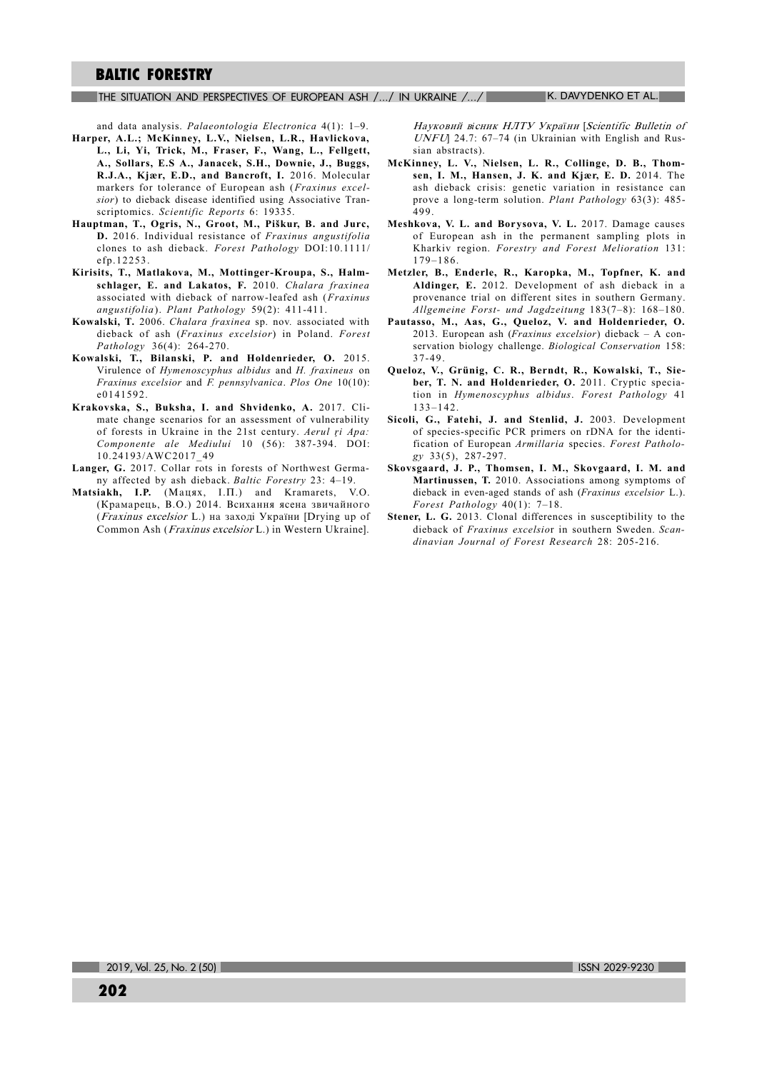and data analysis. *Palaeontologia Electronica* 4(1): 1–9.

**Harper, A.L.; McKinney, L.V., Nielsen, L.R., Havlickova, L., Li, Yi, Trick, M., Fraser, F., Wang, L., Fellgett, A., Sollars, E.S A., Janacek, S.H., Downie, J., Buggs, R.J.A., Kjær, E.D., and Bancroft, I.** 2016. Molecular markers for tolerance of European ash (*Fraxinus excelsior*) to dieback disease identified using Associative Transcriptomics. *Scientific Reports* 6: 19335.

**Hauptman, T., Ogris, N., Groot, M., Piškur, B. and Jurc, D.** 2016. Individual resistance of *Fraxinus angustifolia* clones to ash dieback. *Forest Pathology* DOI:10.1111/efp.12253.

**Kirisits, T., Matlakova, M., Mottinger-Kroupa, S., Halmschlager, E. and Lakatos, F.** 2010. *Chalara fraxinea* associated with dieback of narrow-leafed ash (*Fraxinus angustifolia*). *Plant Pathology* 59(2): 411-411.

**Kowalski, T.** 2006. *Chalara fraxinea* sp. nov. associated with dieback of ash (*Fraxinus excelsior*) in Poland. *Forest Pathology* 36(4): 264-270.

**Kowalski, T., Bilanski, P. and Holdenrieder, O.** 2015. Virulence of *Hymenoscyphus albidus* and *H. fraxineus* on *Fraxinus excelsior* and *F. pennsylvanica*. *Plos One* 10(10): e0141592.

**Krakovska, S., Buksha, I. and Shvidenko, A.** 2017. Climate change scenarios for an assessment of vulnerability of forests in Ukraine in the 21st century. *Aerul şi Apa: Componente ale Mediului* 10 (56): 387-394. DOI: 10.24193/AWC2017_49

**Langer, G.** 2017. Collar rots in forests of Northwest Germany affected by ash dieback. *Baltic Forestry* 23: 4–19.

**Matsiakh, I.P.** (Мацях, І.П.) and Kramarets, V.O. (Крамарець, В.О.) 2014. Всихання ясена звичайного (*Fraxinus excelsior* L.) на заході України [Drying up of Common Ash (*Fraxinus excelsior* L.) in Western Ukraine]. *Науковий вісник НЛТУ України* [*Scientific Bulletin of UNFU*] 24.7: 67–74 (in Ukrainian with English and Russian abstracts).

**McKinney, L. V., Nielsen, L. R., Collinge, D. B., Thomsen, I. M., Hansen, J. K. and Kjær, E. D.** 2014. The ash dieback crisis: genetic variation in resistance can prove a long-term solution. *Plant Pathology* 63(3): 485-499.

**Meshkova, V. L. and Borysova, V. L.** 2017. Damage causes of European ash in the permanent sampling plots in Kharkiv region. *Forestry and Forest Melioration* 131: 179–186.

**Metzler, B., Enderle, R., Karopka, M., Topfner, K. and Aldinger, E.** 2012. Development of ash dieback in a provenance trial on different sites in southern Germany. *Allgemeine Forst- und Jagdzeitung* 183(7–8): 168–180.

**Pautasso, M., Aas, G., Queloz, V. and Holdenrieder, O.** 2013. European ash (*Fraxinus excelsior*) dieback – A conservation biology challenge. *Biological Conservation* 158: 37-49.

**Queloz, V., Grünig, C. R., Berndt, R., Kowalski, T., Sieber, T. N. and Holdenrieder, O.** 2011. Cryptic speciation in *Hymenoscyphus albidus*. *Forest Pathology* 41 133–142.

**Sicoli, G., Fatehi, J. and Stenlid, J.** 2003. Development of species-specific PCR primers on rDNA for the identification of European *Armillaria* species. *Forest Pathology* 33(5), 287-297.

**Skovsgaard, J. P., Thomsen, I. M., Skovgaard, I. M. and Martinussen, T.** 2010. Associations among symptoms of dieback in even-aged stands of ash (*Fraxinus excelsior* L.). *Forest Pathology* 40(1): 7–18.

**Stener, L. G.** 2013. Clonal differences in susceptibility to the dieback of *Fraxinus excelsior* in southern Sweden. *Scandinavian Journal of Forest Research* 28: 205-216.